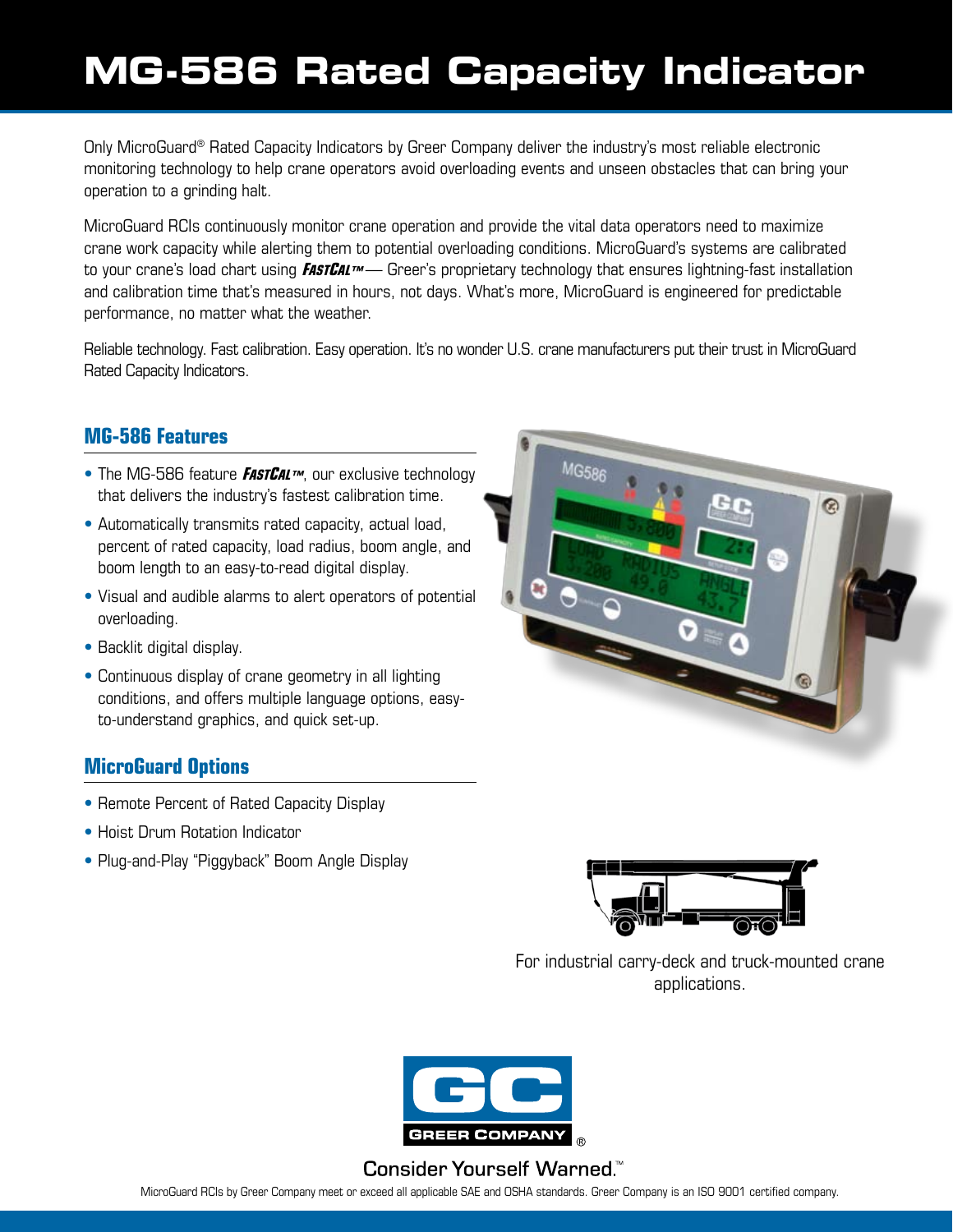# MG-586 Rated Capacity Indicator

Only MicroGuard® Rated Capacity Indicators by Greer Company deliver the industry's most reliable electronic monitoring technology to help crane operators avoid overloading events and unseen obstacles that can bring your operation to a grinding halt.

MicroGuard RCIs continuously monitor crane operation and provide the vital data operators need to maximize crane work capacity while alerting them to potential overloading conditions. MicroGuard's systems are calibrated to your crane's load chart using ***FastCal™*** — Greer's proprietary technology that ensures lightning-fast installation and calibration time that's measured in hours, not days. What's more, MicroGuard is engineered for predictable performance, no matter what the weather.

Reliable technology. Fast calibration. Easy operation. It's no wonder U.S. crane manufacturers put their trust in MicroGuard Rated Capacity Indicators.

## MG-586 Features

- The MG-586 feature ***FastCal™***, our exclusive technology that delivers the industry's fastest calibration time.
- Automatically transmits rated capacity, actual load, percent of rated capacity, load radius, boom angle, and boom length to an easy-to-read digital display.
- Visual and audible alarms to alert operators of potential overloading.
- Backlit digital display.
- Continuous display of crane geometry in all lighting conditions, and offers multiple language options, easy-to-understand graphics, and quick set-up.

## MicroGuard Options

- Remote Percent of Rated Capacity Display
- Hoist Drum Rotation Indicator
- Plug-and-Play "Piggyback" Boom Angle Display

For industrial carry-deck and truck-mounted crane applications.

GREER COMPANY®

Consider Yourself Warned.™

MicroGuard RCIs by Greer Company meet or exceed all applicable SAE and OSHA standards. Greer Company is an ISO 9001 certified company.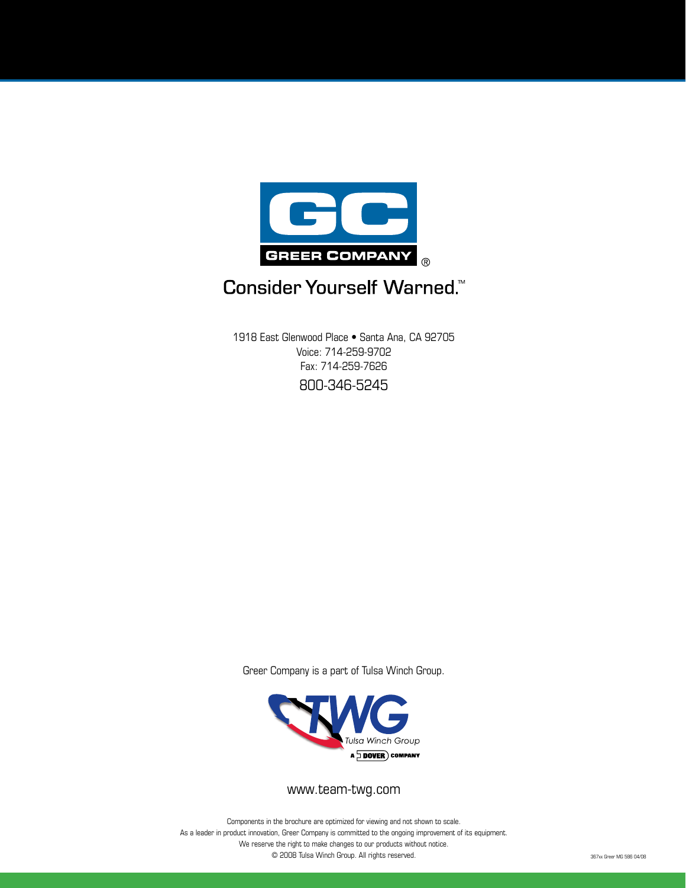GC

GREER COMPANY ®

Consider Yourself Warned.™

1918 East Glenwood Place • Santa Ana, CA 92705
Voice: 714-259-9702
Fax: 714-259-7626
800-346-5245

Greer Company is a part of Tulsa Winch Group.

TWG
Tulsa Winch Group
A DOVER COMPANY

www.team-twg.com

Components in the brochure are optimized for viewing and not shown to scale.
As a leader in product innovation, Greer Company is committed to the ongoing improvement of its equipment.
We reserve the right to make changes to our products without notice.
© 2008 Tulsa Winch Group. All rights reserved.

367xx Greer MG 586 04/08